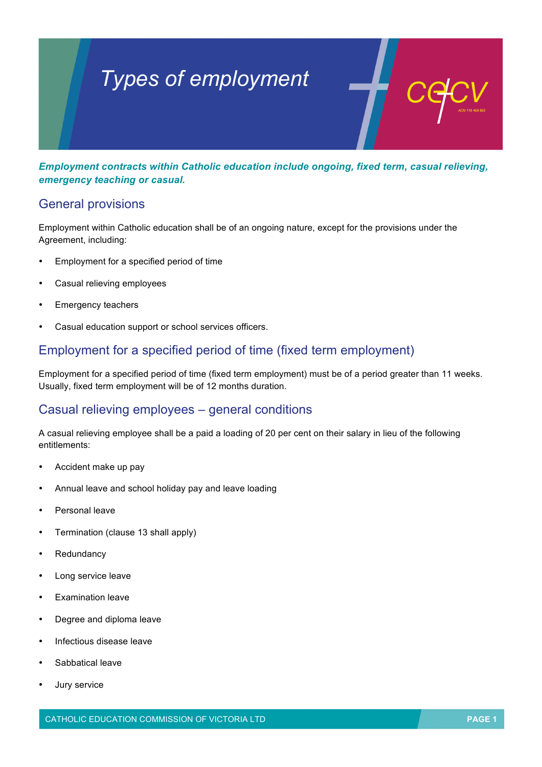# Types of employment

***Employment contracts within Catholic education include ongoing, fixed term, casual relieving, emergency teaching or casual.***

## General provisions

Employment within Catholic education shall be of an ongoing nature, except for the provisions under the Agreement, including:

- Employment for a specified period of time
- Casual relieving employees
- Emergency teachers
- Casual education support or school services officers.

## Employment for a specified period of time (fixed term employment)

Employment for a specified period of time (fixed term employment) must be of a period greater than 11 weeks. Usually, fixed term employment will be of 12 months duration.

## Casual relieving employees – general conditions

A casual relieving employee shall be a paid a loading of 20 per cent on their salary in lieu of the following entitlements:

- Accident make up pay
- Annual leave and school holiday pay and leave loading
- Personal leave
- Termination (clause 13 shall apply)
- Redundancy
- Long service leave
- Examination leave
- Degree and diploma leave
- Infectious disease leave
- Sabbatical leave
- Jury service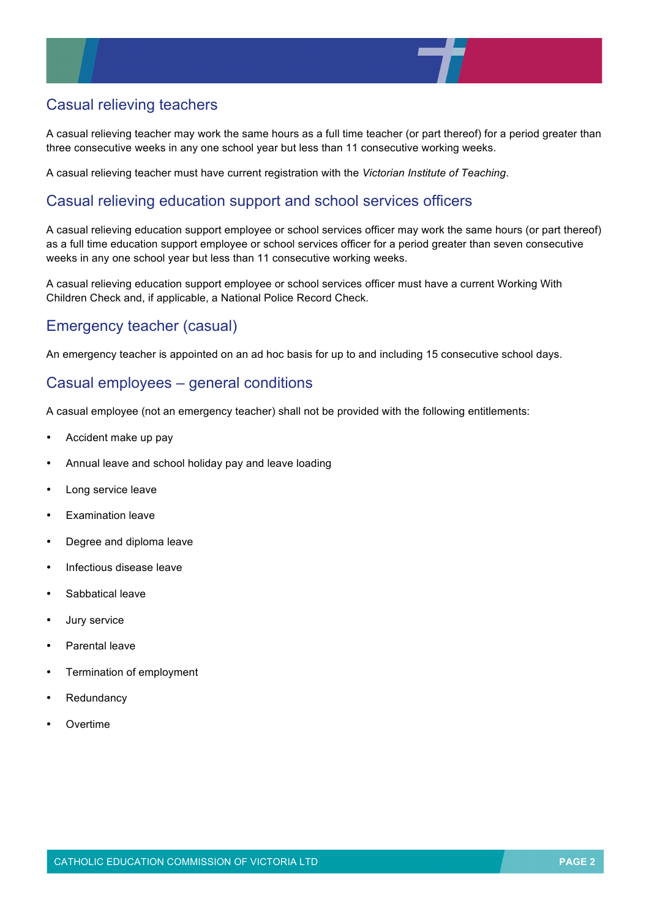## Casual relieving teachers

A casual relieving teacher may work the same hours as a full time teacher (or part thereof) for a period greater than three consecutive weeks in any one school year but less than 11 consecutive working weeks.

A casual relieving teacher must have current registration with the *Victorian Institute of Teaching*.

## Casual relieving education support and school services officers

A casual relieving education support employee or school services officer may work the same hours (or part thereof) as a full time education support employee or school services officer for a period greater than seven consecutive weeks in any one school year but less than 11 consecutive working weeks.

A casual relieving education support employee or school services officer must have a current Working With Children Check and, if applicable, a National Police Record Check.

## Emergency teacher (casual)

An emergency teacher is appointed on an ad hoc basis for up to and including 15 consecutive school days.

## Casual employees – general conditions

A casual employee (not an emergency teacher) shall not be provided with the following entitlements:

- Accident make up pay
- Annual leave and school holiday pay and leave loading
- Long service leave
- Examination leave
- Degree and diploma leave
- Infectious disease leave
- Sabbatical leave
- Jury service
- Parental leave
- Termination of employment
- Redundancy
- Overtime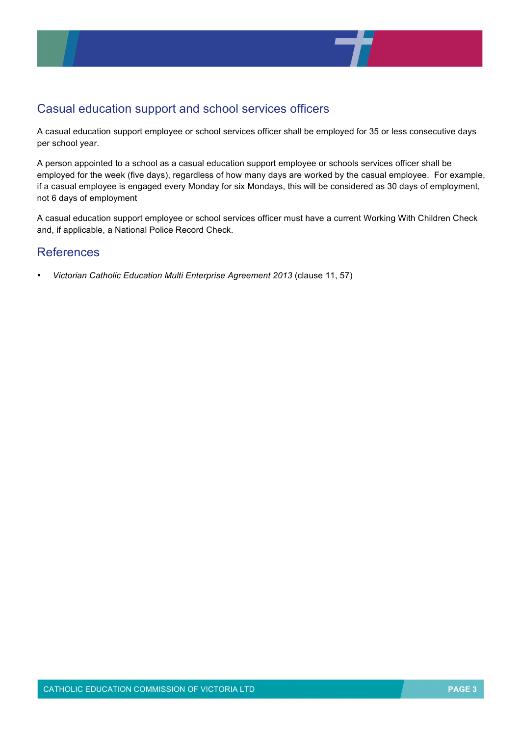## Casual education support and school services officers

A casual education support employee or school services officer shall be employed for 35 or less consecutive days per school year.

A person appointed to a school as a casual education support employee or schools services officer shall be employed for the week (five days), regardless of how many days are worked by the casual employee. For example, if a casual employee is engaged every Monday for six Mondays, this will be considered as 30 days of employment, not 6 days of employment

A casual education support employee or school services officer must have a current Working With Children Check and, if applicable, a National Police Record Check.

## References

- *Victorian Catholic Education Multi Enterprise Agreement 2013* (clause 11, 57)